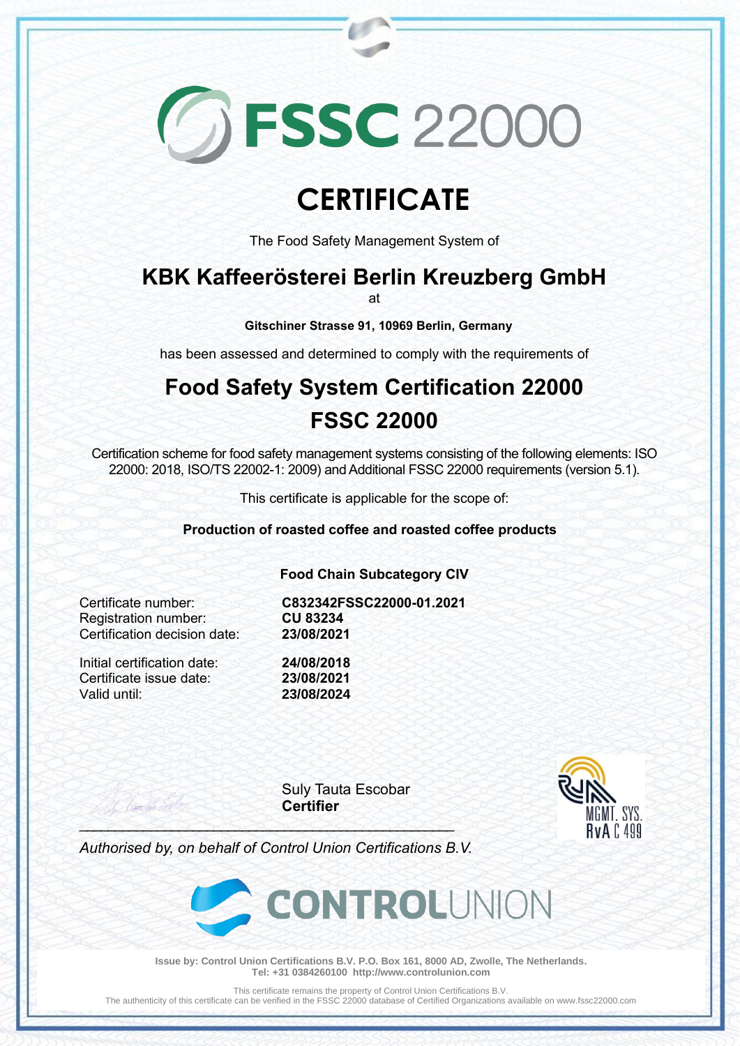# FSSC 22000

# CERTIFICATE

The Food Safety Management System of

## KBK Kaffeerösterei Berlin Kreuzberg GmbH

at

**Gitschiner Strasse 91, 10969 Berlin, Germany**

has been assessed and determined to comply with the requirements of

## Food Safety System Certification 22000
## FSSC 22000

Certification scheme for food safety management systems consisting of the following elements: ISO 22000: 2018, ISO/TS 22002-1: 2009) and Additional FSSC 22000 requirements (version 5.1).

This certificate is applicable for the scope of:

**Production of roasted coffee and roasted coffee products**

**Food Chain Subcategory CIV**

| | |
|---|---|
| Certificate number: | **C832342FSSC22000-01.2021** |
| Registration number: | **CU 83234** |
| Certification decision date: | **23/08/2021** |
| Initial certification date: | **24/08/2018** |
| Certificate issue date: | **23/08/2021** |
| Valid until: | **23/08/2024** |

Suly Tauta Escobar
**Certifier**

*Authorised by, on behalf of Control Union Certifications B.V.*

MGMT. SYS. RvA C 499

CONTROLUNION

**Issue by: Control Union Certifications B.V. P.O. Box 161, 8000 AD, Zwolle, The Netherlands.
Tel: +31 0384260100 http://www.controlunion.com**

This certificate remains the property of Control Union Certifications B.V.
The authenticity of this certificate can be verified in the FSSC 22000 database of Certified Organizations available on www.fssc22000.com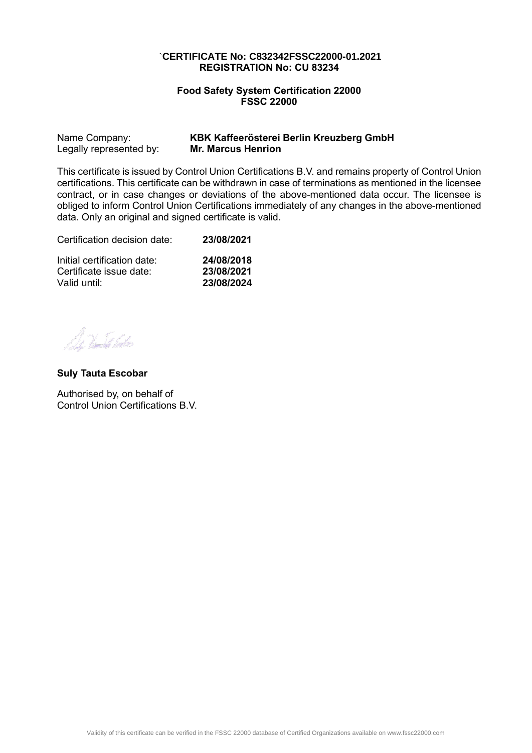**`CERTIFICATE No: C832342FSSC22000-01.2021**
**REGISTRATION No: CU 83234**

**Food Safety System Certification 22000**
**FSSC 22000**

| | |
|---|---|
| Name Company: | **KBK Kaffeerösterei Berlin Kreuzberg GmbH** |
| Legally represented by: | **Mr. Marcus Henrion** |

This certificate is issued by Control Union Certifications B.V. and remains property of Control Union certifications. This certificate can be withdrawn in case of terminations as mentioned in the licensee contract, or in case changes or deviations of the above-mentioned data occur. The licensee is obliged to inform Control Union Certifications immediately of any changes in the above-mentioned data. Only an original and signed certificate is valid.

| | |
|---|---|
| Certification decision date: | **23/08/2021** |
| Initial certification date: | **24/08/2018** |
| Certificate issue date: | **23/08/2021** |
| Valid until: | **23/08/2024** |

**Suly Tauta Escobar**

Authorised by, on behalf of
Control Union Certifications B.V.

Validity of this certificate can be verified in the FSSC 22000 database of Certified Organizations available on www.fssc22000.com